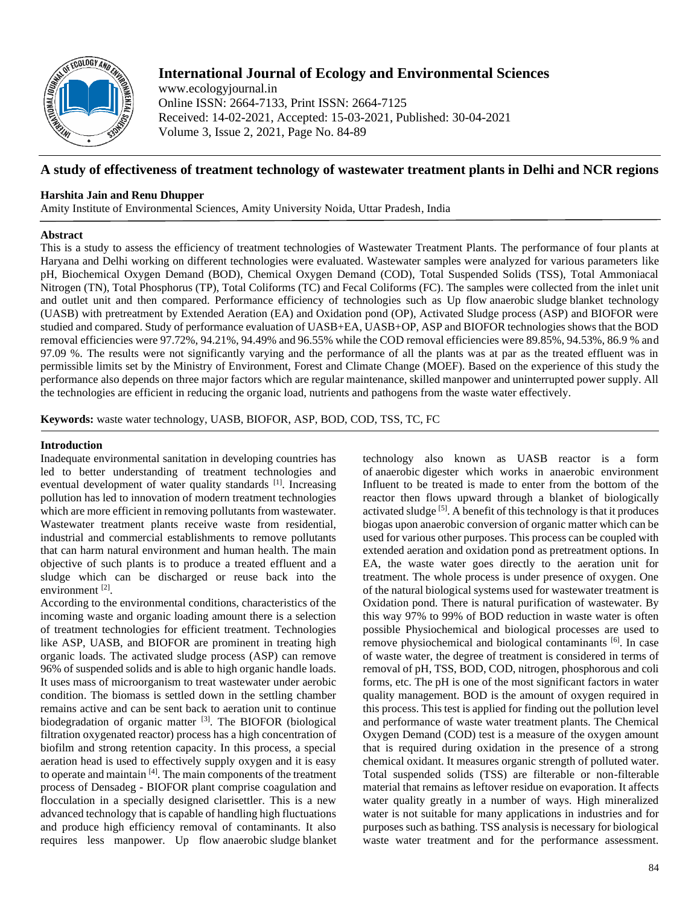# A study of effectiveness of treatment technology of wastewater treatment plants in Delhi and NCR regions

**Harshita Jain and Renu Dhupper**

Amity Institute of Environmental Sciences, Amity University Noida, Uttar Pradesh, India

## Abstract

This is a study to assess the efficiency of treatment technologies of Wastewater Treatment Plants. The performance of four plants at Haryana and Delhi working on different technologies were evaluated. Wastewater samples were analyzed for various parameters like pH, Biochemical Oxygen Demand (BOD), Chemical Oxygen Demand (COD), Total Suspended Solids (TSS), Total Ammoniacal Nitrogen (TN), Total Phosphorus (TP), Total Coliforms (TC) and Fecal Coliforms (FC). The samples were collected from the inlet unit and outlet unit and then compared. Performance efficiency of technologies such as Up flow anaerobic sludge blanket technology (UASB) with pretreatment by Extended Aeration (EA) and Oxidation pond (OP), Activated Sludge process (ASP) and BIOFOR were studied and compared. Study of performance evaluation of UASB+EA, UASB+OP, ASP and BIOFOR technologies shows that the BOD removal efficiencies were 97.72%, 94.21%, 94.49% and 96.55% while the COD removal efficiencies were 89.85%, 94.53%, 86.9 % and 97.09 %. The results were not significantly varying and the performance of all the plants was at par as the treated effluent was in permissible limits set by the Ministry of Environment, Forest and Climate Change (MOEF). Based on the experience of this study the performance also depends on three major factors which are regular maintenance, skilled manpower and uninterrupted power supply. All the technologies are efficient in reducing the organic load, nutrients and pathogens from the waste water effectively.

**Keywords:** waste water technology, UASB, BIOFOR, ASP, BOD, COD, TSS, TC, FC

## Introduction

Inadequate environmental sanitation in developing countries has led to better understanding of treatment technologies and eventual development of water quality standards [1]. Increasing pollution has led to innovation of modern treatment technologies which are more efficient in removing pollutants from wastewater. Wastewater treatment plants receive waste from residential, industrial and commercial establishments to remove pollutants that can harm natural environment and human health. The main objective of such plants is to produce a treated effluent and a sludge which can be discharged or reuse back into the environment [2].

According to the environmental conditions, characteristics of the incoming waste and organic loading amount there is a selection of treatment technologies for efficient treatment. Technologies like ASP, UASB, and BIOFOR are prominent in treating high organic loads. The activated sludge process (ASP) can remove 96% of suspended solids and is able to high organic handle loads. It uses mass of microorganism to treat wastewater under aerobic condition. The biomass is settled down in the settling chamber remains active and can be sent back to aeration unit to continue biodegradation of organic matter [3]. The BIOFOR (biological filtration oxygenated reactor) process has a high concentration of biofilm and strong retention capacity. In this process, a special aeration head is used to effectively supply oxygen and it is easy to operate and maintain [4]. The main components of the treatment process of Densadeg - BIOFOR plant comprise coagulation and flocculation in a specially designed clarisettler. This is a new advanced technology that is capable of handling high fluctuations and produce high efficiency removal of contaminants. It also requires less manpower. Up flow anaerobic sludge blanket technology also known as UASB reactor is a form of anaerobic digester which works in anaerobic environment Influent to be treated is made to enter from the bottom of the reactor then flows upward through a blanket of biologically activated sludge [5]. A benefit of this technology is that it produces biogas upon anaerobic conversion of organic matter which can be used for various other purposes. This process can be coupled with extended aeration and oxidation pond as pretreatment options. In EA, the waste water goes directly to the aeration unit for treatment. The whole process is under presence of oxygen. One of the natural biological systems used for wastewater treatment is Oxidation pond. There is natural purification of wastewater. By this way 97% to 99% of BOD reduction in waste water is often possible Physiochemical and biological processes are used to remove physiochemical and biological contaminants [6]. In case of waste water, the degree of treatment is considered in terms of removal of pH, TSS, BOD, COD, nitrogen, phosphorous and coli forms, etc. The pH is one of the most significant factors in water quality management. BOD is the amount of oxygen required in this process. This test is applied for finding out the pollution level and performance of waste water treatment plants. The Chemical Oxygen Demand (COD) test is a measure of the oxygen amount that is required during oxidation in the presence of a strong chemical oxidant. It measures organic strength of polluted water. Total suspended solids (TSS) are filterable or non-filterable material that remains as leftover residue on evaporation. It affects water quality greatly in a number of ways. High mineralized water is not suitable for many applications in industries and for purposes such as bathing. TSS analysis is necessary for biological waste water treatment and for the performance assessment.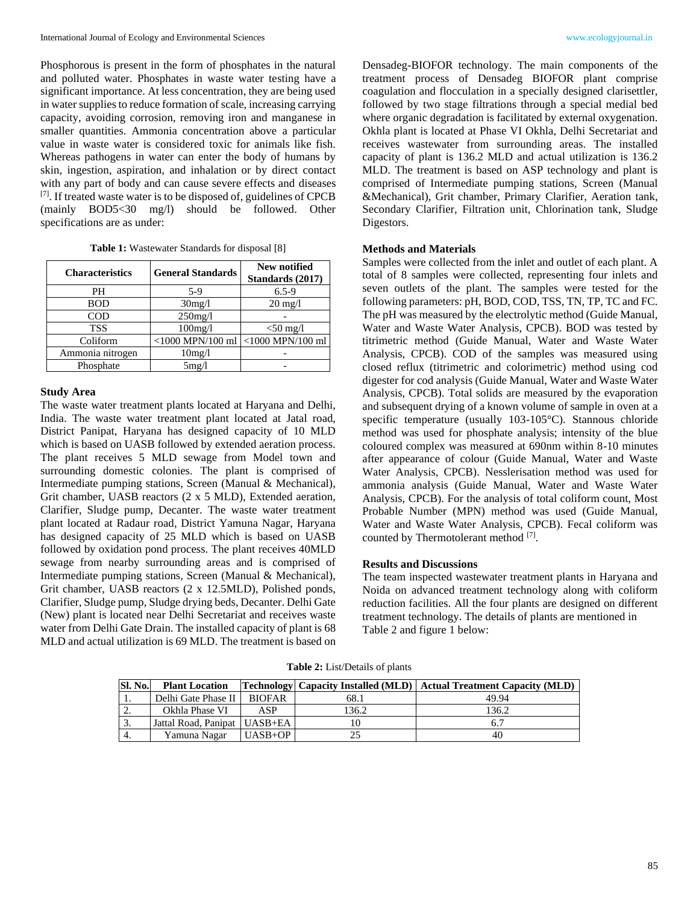Phosphorous is present in the form of phosphates in the natural and polluted water. Phosphates in waste water testing have a significant importance. At less concentration, they are being used in water supplies to reduce formation of scale, increasing carrying capacity, avoiding corrosion, removing iron and manganese in smaller quantities. Ammonia concentration above a particular value in waste water is considered toxic for animals like fish. Whereas pathogens in water can enter the body of humans by skin, ingestion, aspiration, and inhalation or by direct contact with any part of body and can cause severe effects and diseases [7]. If treated waste water is to be disposed of, guidelines of CPCB (mainly $BOD_5 < 30$ mg/l) should be followed. Other specifications are as under:

**Table 1:** Wastewater Standards for disposal [8]

| Characteristics | General Standards | New notified Standards (2017) |
|---|---|---|
| PH | 5-9 | 6.5-9 |
| BOD | 30mg/l | 20 mg/l |
| COD | 250mg/l | - |
| TSS | 100mg/l | <50 mg/l |
| Coliform | <1000 MPN/100 ml | <1000 MPN/100 ml |
| Ammonia nitrogen | 10mg/l | - |
| Phosphate | 5mg/l | - |

## Study Area

The waste water treatment plants located at Haryana and Delhi, India. The waste water treatment plant located at Jatal road, District Panipat, Haryana has designed capacity of 10 MLD which is based on UASB followed by extended aeration process. The plant receives 5 MLD sewage from Model town and surrounding domestic colonies. The plant is comprised of Intermediate pumping stations, Screen (Manual & Mechanical), Grit chamber, UASB reactors (2 x 5 MLD), Extended aeration, Clarifier, Sludge pump, Decanter. The waste water treatment plant located at Radaur road, District Yamuna Nagar, Haryana has designed capacity of 25 MLD which is based on UASB followed by oxidation pond process. The plant receives 40MLD sewage from nearby surrounding areas and is comprised of Intermediate pumping stations, Screen (Manual & Mechanical), Grit chamber, UASB reactors (2 x 12.5MLD), Polished ponds, Clarifier, Sludge pump, Sludge drying beds, Decanter. Delhi Gate (New) plant is located near Delhi Secretariat and receives waste water from Delhi Gate Drain. The installed capacity of plant is 68 MLD and actual utilization is 69 MLD. The treatment is based on Densadeg-BIOFOR technology. The main components of the treatment process of Densadeg BIOFOR plant comprise coagulation and flocculation in a specially designed clarisettler, followed by two stage filtrations through a special medial bed where organic degradation is facilitated by external oxygenation. Okhla plant is located at Phase VI Okhla, Delhi Secretariat and receives wastewater from surrounding areas. The installed capacity of plant is 136.2 MLD and actual utilization is 136.2 MLD. The treatment is based on ASP technology and plant is comprised of Intermediate pumping stations, Screen (Manual &Mechanical), Grit chamber, Primary Clarifier, Aeration tank, Secondary Clarifier, Filtration unit, Chlorination tank, Sludge Digestors.

## Methods and Materials

Samples were collected from the inlet and outlet of each plant. A total of 8 samples were collected, representing four inlets and seven outlets of the plant. The samples were tested for the following parameters: pH, BOD, COD, TSS, TN, TP, TC and FC. The pH was measured by the electrolytic method (Guide Manual, Water and Waste Water Analysis, CPCB). BOD was tested by titrimetric method (Guide Manual, Water and Waste Water Analysis, CPCB). COD of the samples was measured using closed reflux (titrimetric and colorimetric) method using cod digester for cod analysis (Guide Manual, Water and Waste Water Analysis, CPCB). Total solids are measured by the evaporation and subsequent drying of a known volume of sample in oven at a specific temperature (usually 103-105°C). Stannous chloride method was used for phosphate analysis; intensity of the blue coloured complex was measured at 690nm within 8-10 minutes after appearance of colour (Guide Manual, Water and Waste Water Analysis, CPCB). Nesslerisation method was used for ammonia analysis (Guide Manual, Water and Waste Water Analysis, CPCB). For the analysis of total coliform count, Most Probable Number (MPN) method was used (Guide Manual, Water and Waste Water Analysis, CPCB). Fecal coliform was counted by Thermotolerant method [7].

## Results and Discussions

The team inspected wastewater treatment plants in Haryana and Noida on advanced treatment technology along with coliform reduction facilities. All the four plants are designed on different treatment technology. The details of plants are mentioned in Table 2 and figure 1 below:

**Table 2:** List/Details of plants

| Sl. No. | Plant Location | Technology | Capacity Installed (MLD) | Actual Treatment Capacity (MLD) |
|---|---|---|---|---|
| 1. | Delhi Gate Phase II | BIOFAR | 68.1 | 49.94 |
| 2. | Okhla Phase VI | ASP | 136.2 | 136.2 |
| 3. | Jattal Road, Panipat | UASB+EA | 10 | 6.7 |
| 4. | Yamuna Nagar | UASB+OP | 25 | 40 |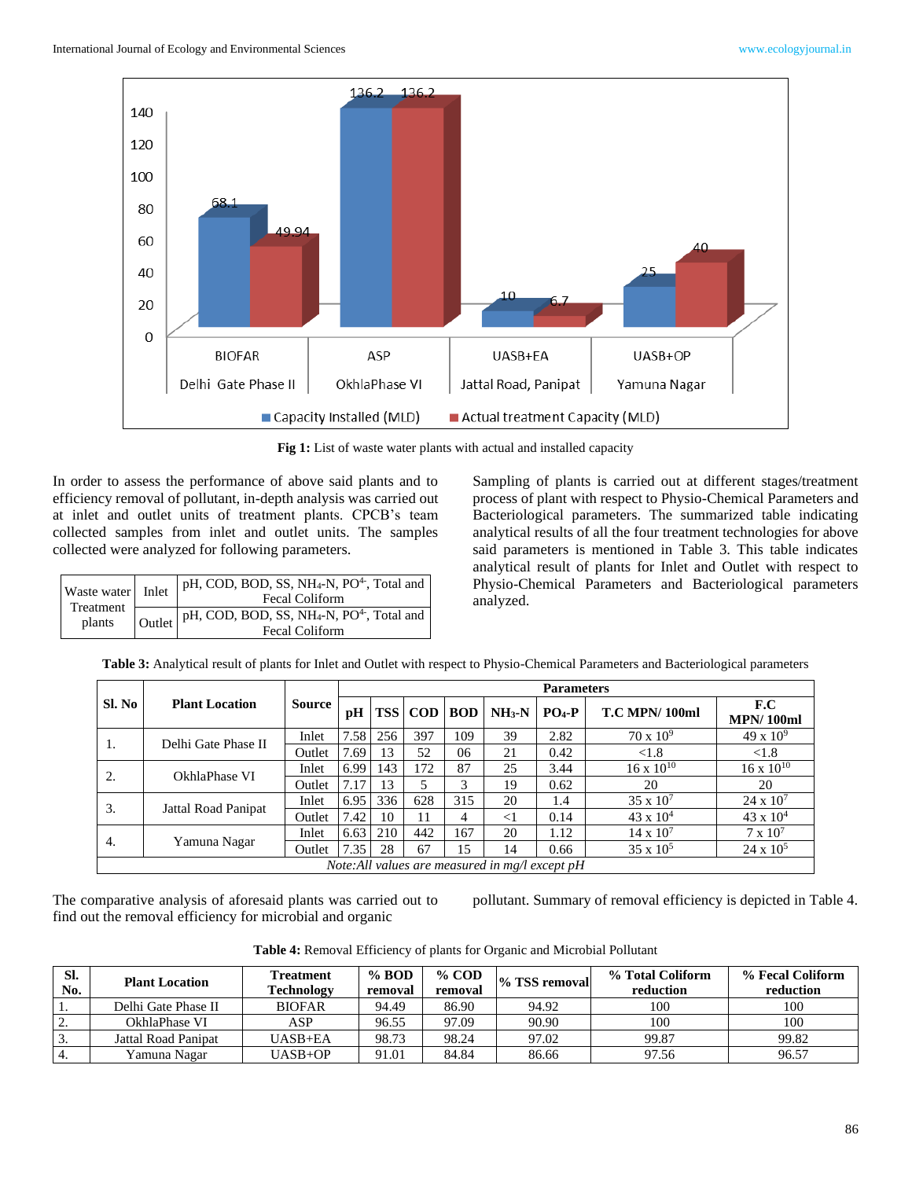Fig 1: List of waste water plants with actual and installed capacity

In order to assess the performance of above said plants and to efficiency removal of pollutant, in-depth analysis was carried out at inlet and outlet units of treatment plants. CPCB's team collected samples from inlet and outlet units. The samples collected were analyzed for following parameters.

| Waste water Treatment plants | Inlet | pH, COD, BOD, SS, $NH_4$-N, $PO^{4-}$, Total and Fecal Coliform |
|---|---|---|
| | Outlet | pH, COD, BOD, SS, $NH_4$-N, $PO^{4-}$, Total and Fecal Coliform |

Sampling of plants is carried out at different stages/treatment process of plant with respect to Physio-Chemical Parameters and Bacteriological parameters. The summarized table indicating analytical results of all the four treatment technologies for above said parameters is mentioned in Table 3. This table indicates analytical result of plants for Inlet and Outlet with respect to Physio-Chemical Parameters and Bacteriological parameters analyzed.

**Table 3:** Analytical result of plants for Inlet and Outlet with respect to Physio-Chemical Parameters and Bacteriological parameters

| Sl. No | Plant Location | Source | Parameters | | | | | | | |
|---|---|---|---|---|---|---|---|---|---|---|
| | | | pH | TSS | COD | BOD | $NH_3$-N | $PO_4$-P | T.C MPN/ 100ml | F.C MPN/ 100ml |
| 1. | Delhi Gate Phase II | Inlet | 7.58 | 256 | 397 | 109 | 39 | 2.82 | $70 \times 10^9$ | $49 \times 10^9$ |
| | | Outlet | 7.69 | 13 | 52 | 06 | 21 | 0.42 | <1.8 | <1.8 |
| 2. | OkhlaPhase VI | Inlet | 6.99 | 143 | 172 | 87 | 25 | 3.44 | $16 \times 10^{10}$ | $16 \times 10^{10}$ |
| | | Outlet | 7.17 | 13 | 5 | 3 | 19 | 0.62 | 20 | 20 |
| 3. | Jattal Road Panipat | Inlet | 6.95 | 336 | 628 | 315 | 20 | 1.4 | $35 \times 10^7$ | $24 \times 10^7$ |
| | | Outlet | 7.42 | 10 | 11 | 4 | <1 | 0.14 | $43 \times 10^4$ | $43 \times 10^4$ |
| 4. | Yamuna Nagar | Inlet | 6.63 | 210 | 442 | 167 | 20 | 1.12 | $14 \times 10^7$ | $7 \times 10^7$ |
| | | Outlet | 7.35 | 28 | 67 | 15 | 14 | 0.66 | $35 \times 10^5$ | $24 \times 10^5$ |

*Note:All values are measured in mg/l except pH*

The comparative analysis of aforesaid plants was carried out to find out the removal efficiency for microbial and organic pollutant. Summary of removal efficiency is depicted in Table 4.

**Table 4:** Removal Efficiency of plants for Organic and Microbial Pollutant

| Sl. No. | Plant Location | Treatment Technology | % BOD removal | % COD removal | % TSS removal | % Total Coliform reduction | % Fecal Coliform reduction |
|---|---|---|---|---|---|---|---|
| 1. | Delhi Gate Phase II | BIOFAR | 94.49 | 86.90 | 94.92 | 100 | 100 |
| 2. | OkhlaPhase VI | ASP | 96.55 | 97.09 | 90.90 | 100 | 100 |
| 3. | Jattal Road Panipat | UASB+EA | 98.73 | 98.24 | 97.02 | 99.87 | 99.82 |
| 4. | Yamuna Nagar | UASB+OP | 91.01 | 84.84 | 86.66 | 97.56 | 96.57 |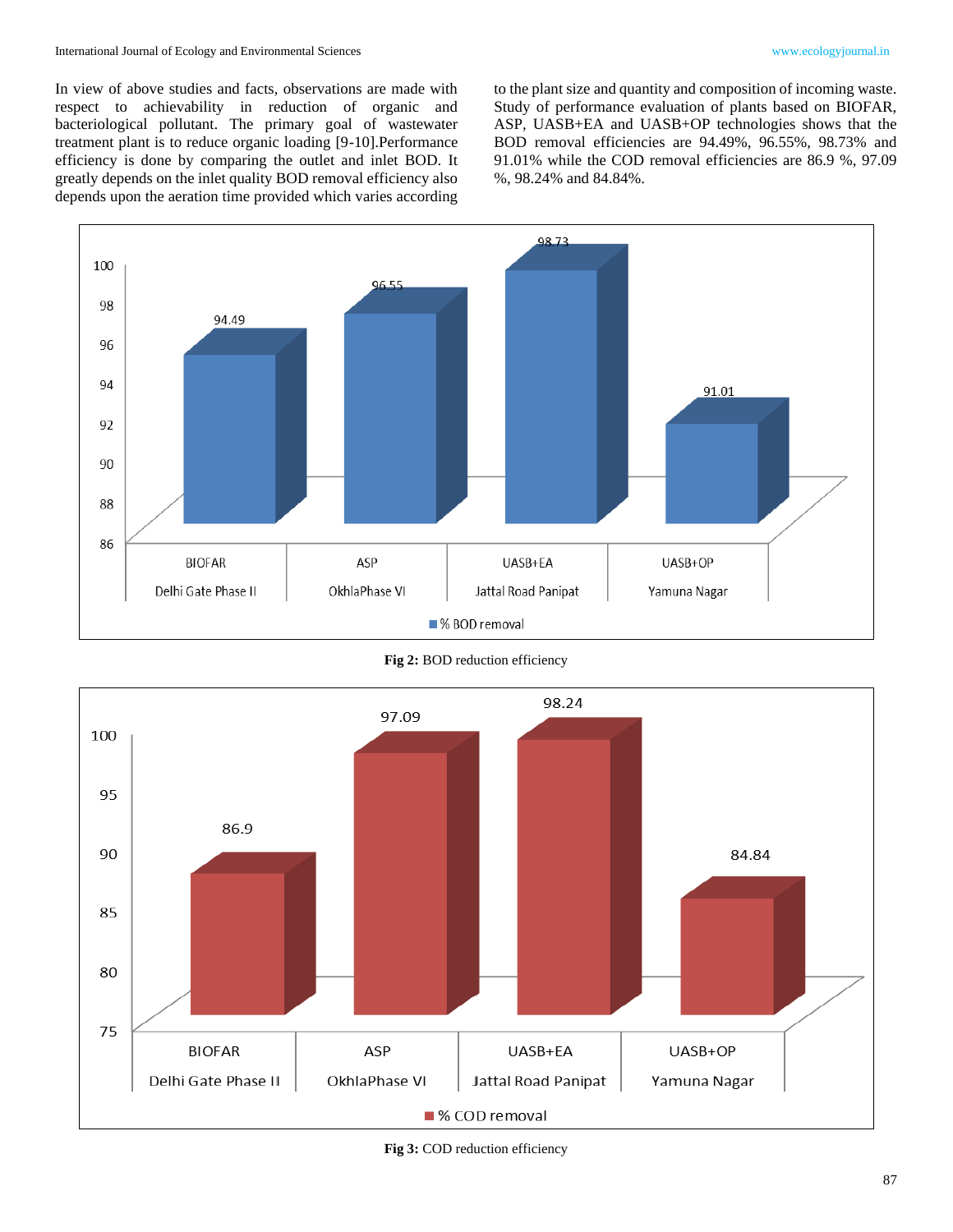In view of above studies and facts, observations are made with respect to achievability in reduction of organic and bacteriological pollutant. The primary goal of wastewater treatment plant is to reduce organic loading [9-10].Performance efficiency is done by comparing the outlet and inlet BOD. It greatly depends on the inlet quality BOD removal efficiency also depends upon the aeration time provided which varies according to the plant size and quantity and composition of incoming waste. Study of performance evaluation of plants based on BIOFAR, ASP, UASB+EA and UASB+OP technologies shows that the BOD removal efficiencies are 94.49%, 96.55%, 98.73% and 91.01% while the COD removal efficiencies are 86.9 %, 97.09 %, 98.24% and 84.84%.

**Fig 2:** BOD reduction efficiency

**Fig 3:** COD reduction efficiency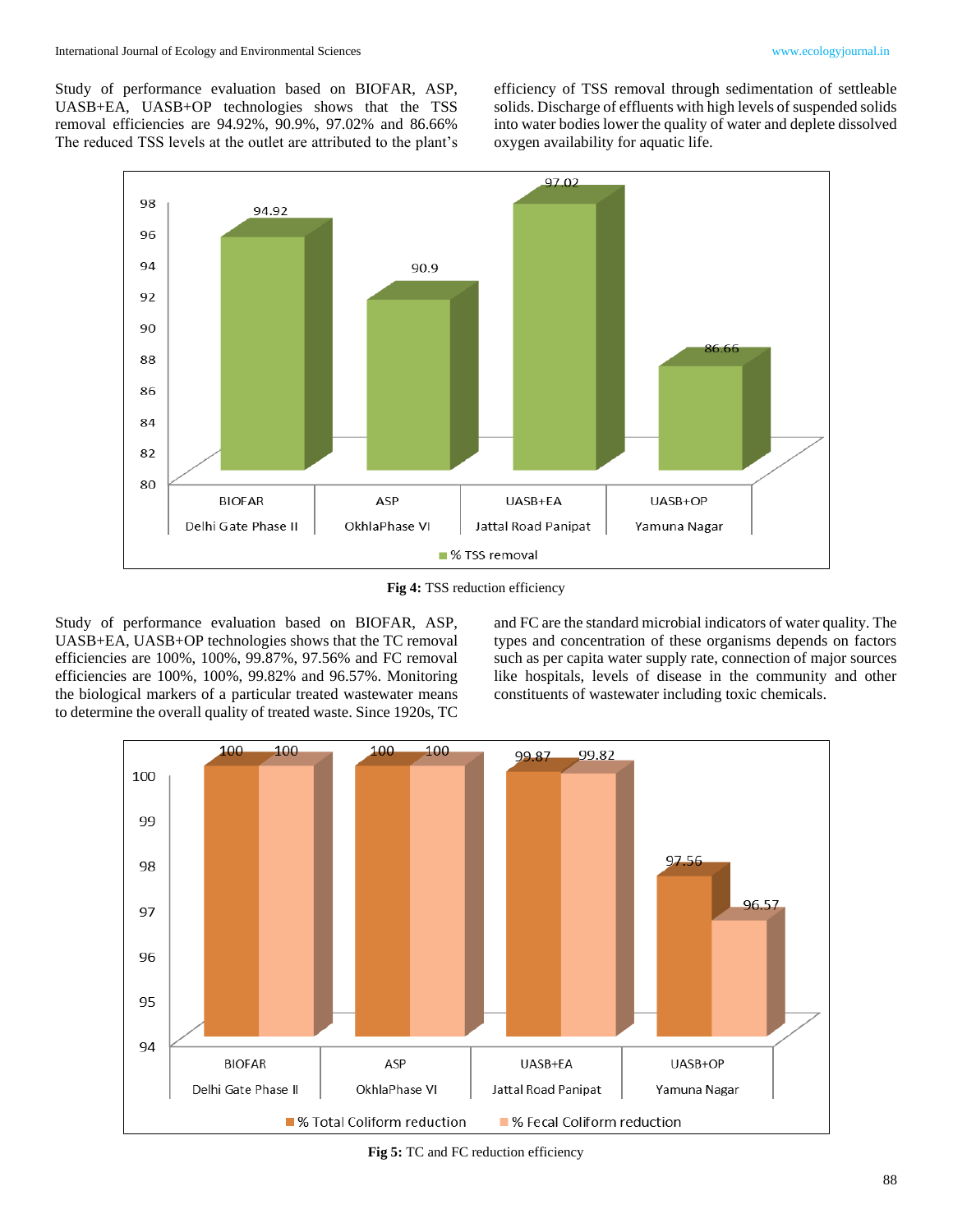Study of performance evaluation based on BIOFAR, ASP, UASB+EA, UASB+OP technologies shows that the TSS removal efficiencies are 94.92%, 90.9%, 97.02% and 86.66% The reduced TSS levels at the outlet are attributed to the plant's efficiency of TSS removal through sedimentation of settleable solids. Discharge of effluents with high levels of suspended solids into water bodies lower the quality of water and deplete dissolved oxygen availability for aquatic life.

**Fig 4:** TSS reduction efficiency

Study of performance evaluation based on BIOFAR, ASP, UASB+EA, UASB+OP technologies shows that the TC removal efficiencies are 100%, 100%, 99.87%, 97.56% and FC removal efficiencies are 100%, 100%, 99.82% and 96.57%. Monitoring the biological markers of a particular treated wastewater means to determine the overall quality of treated waste. Since 1920s, TC and FC are the standard microbial indicators of water quality. The types and concentration of these organisms depends on factors such as per capita water supply rate, connection of major sources like hospitals, levels of disease in the community and other constituents of wastewater including toxic chemicals.

**Fig 5:** TC and FC reduction efficiency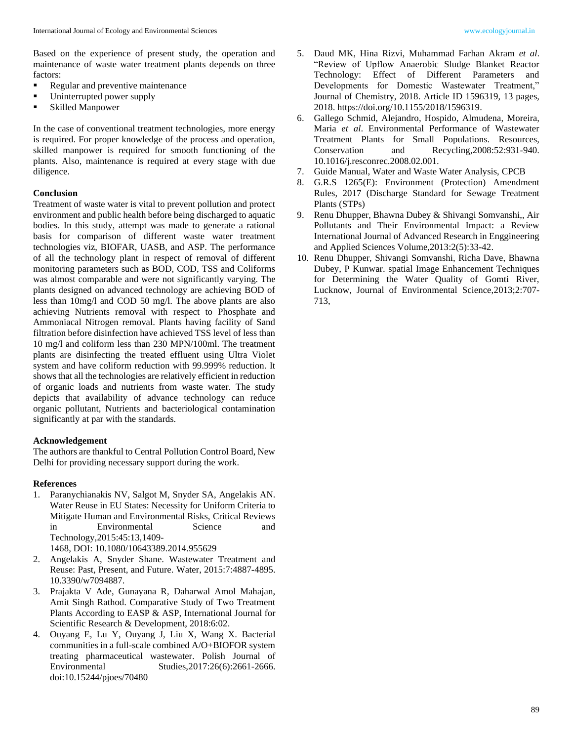Based on the experience of present study, the operation and maintenance of waste water treatment plants depends on three factors:

- Regular and preventive maintenance
- Uninterrupted power supply
- Skilled Manpower

In the case of conventional treatment technologies, more energy is required. For proper knowledge of the process and operation, skilled manpower is required for smooth functioning of the plants. Also, maintenance is required at every stage with due diligence.

## Conclusion

Treatment of waste water is vital to prevent pollution and protect environment and public health before being discharged to aquatic bodies. In this study, attempt was made to generate a rational basis for comparison of different waste water treatment technologies viz, BIOFAR, UASB, and ASP. The performance of all the technology plant in respect of removal of different monitoring parameters such as BOD, COD, TSS and Coliforms was almost comparable and were not significantly varying. The plants designed on advanced technology are achieving BOD of less than 10mg/l and COD 50 mg/l. The above plants are also achieving Nutrients removal with respect to Phosphate and Ammoniacal Nitrogen removal. Plants having facility of Sand filtration before disinfection have achieved TSS level of less than 10 mg/l and coliform less than 230 MPN/100ml. The treatment plants are disinfecting the treated effluent using Ultra Violet system and have coliform reduction with 99.999% reduction. It shows that all the technologies are relatively efficient in reduction of organic loads and nutrients from waste water. The study depicts that availability of advance technology can reduce organic pollutant, Nutrients and bacteriological contamination significantly at par with the standards.

## Acknowledgement

The authors are thankful to Central Pollution Control Board, New Delhi for providing necessary support during the work.

## References

1. Paranychianakis NV, Salgot M, Snyder SA, Angelakis AN. Water Reuse in EU States: Necessity for Uniform Criteria to Mitigate Human and Environmental Risks, Critical Reviews in Environmental Science and Technology,2015:45:13,1409-1468, DOI: 10.1080/10643389.2014.955629
2. Angelakis A, Snyder Shane. Wastewater Treatment and Reuse: Past, Present, and Future. Water, 2015:7:4887-4895. 10.3390/w7094887.
3. Prajakta V Ade, Gunayana R, Daharwal Amol Mahajan, Amit Singh Rathod. Comparative Study of Two Treatment Plants According to EASP & ASP, International Journal for Scientific Research & Development, 2018:6:02.
4. Ouyang E, Lu Y, Ouyang J, Liu X, Wang X. Bacterial communities in a full-scale combined A/O+BIOFOR system treating pharmaceutical wastewater. Polish Journal of Environmental Studies,2017:26(6):2661-2666. doi:10.15244/pjoes/70480
5. Daud MK, Hina Rizvi, Muhammad Farhan Akram *et al*. "Review of Upflow Anaerobic Sludge Blanket Reactor Technology: Effect of Different Parameters and Developments for Domestic Wastewater Treatment," Journal of Chemistry, 2018. Article ID 1596319, 13 pages, 2018. https://doi.org/10.1155/2018/1596319.
6. Gallego Schmid, Alejandro, Hospido, Almudena, Moreira, Maria *et al*. Environmental Performance of Wastewater Treatment Plants for Small Populations. Resources, Conservation and Recycling,2008:52:931-940. 10.1016/j.resconrec.2008.02.001.
7. Guide Manual, Water and Waste Water Analysis, CPCB
8. G.R.S 1265(E): Environment (Protection) Amendment Rules, 2017 (Discharge Standard for Sewage Treatment Plants (STPs)
9. Renu Dhupper, Bhawna Dubey & Shivangi Somvanshi,, Air Pollutants and Their Environmental Impact: a Review International Journal of Advanced Research in Enggineering and Applied Sciences Volume,2013:2(5):33-42.
10. Renu Dhupper, Shivangi Somvanshi, Richa Dave, Bhawna Dubey, P Kunwar. spatial Image Enhancement Techniques for Determining the Water Quality of Gomti River, Lucknow, Journal of Environmental Science,2013;2:707-713,